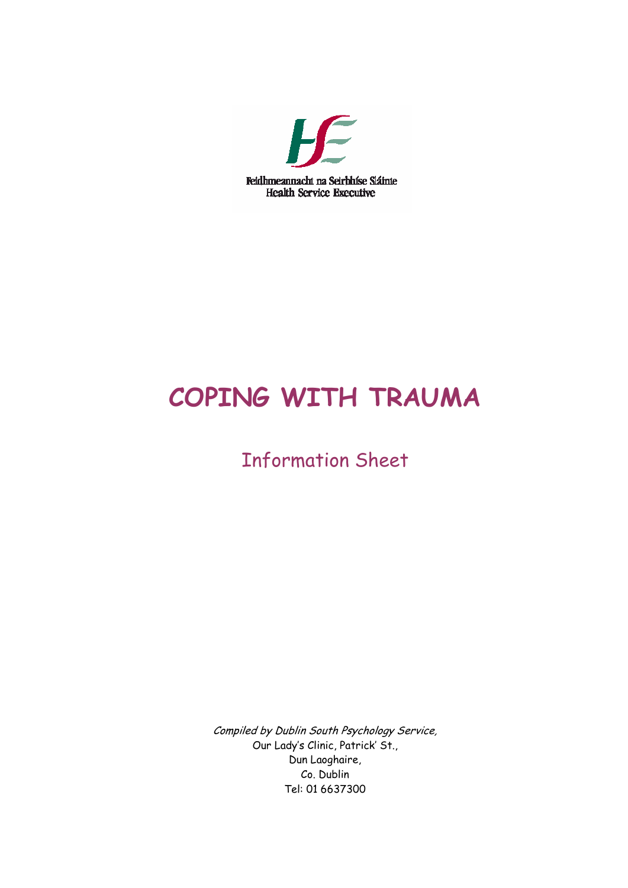Feidhmeannacht na Seirbhíse Sláinte
Health Service Executive

# COPING WITH TRAUMA

## Information Sheet

*Compiled by Dublin South Psychology Service,*
Our Lady's Clinic, Patrick' St.,
Dun Laoghaire,
Co. Dublin
Tel: 01 6637300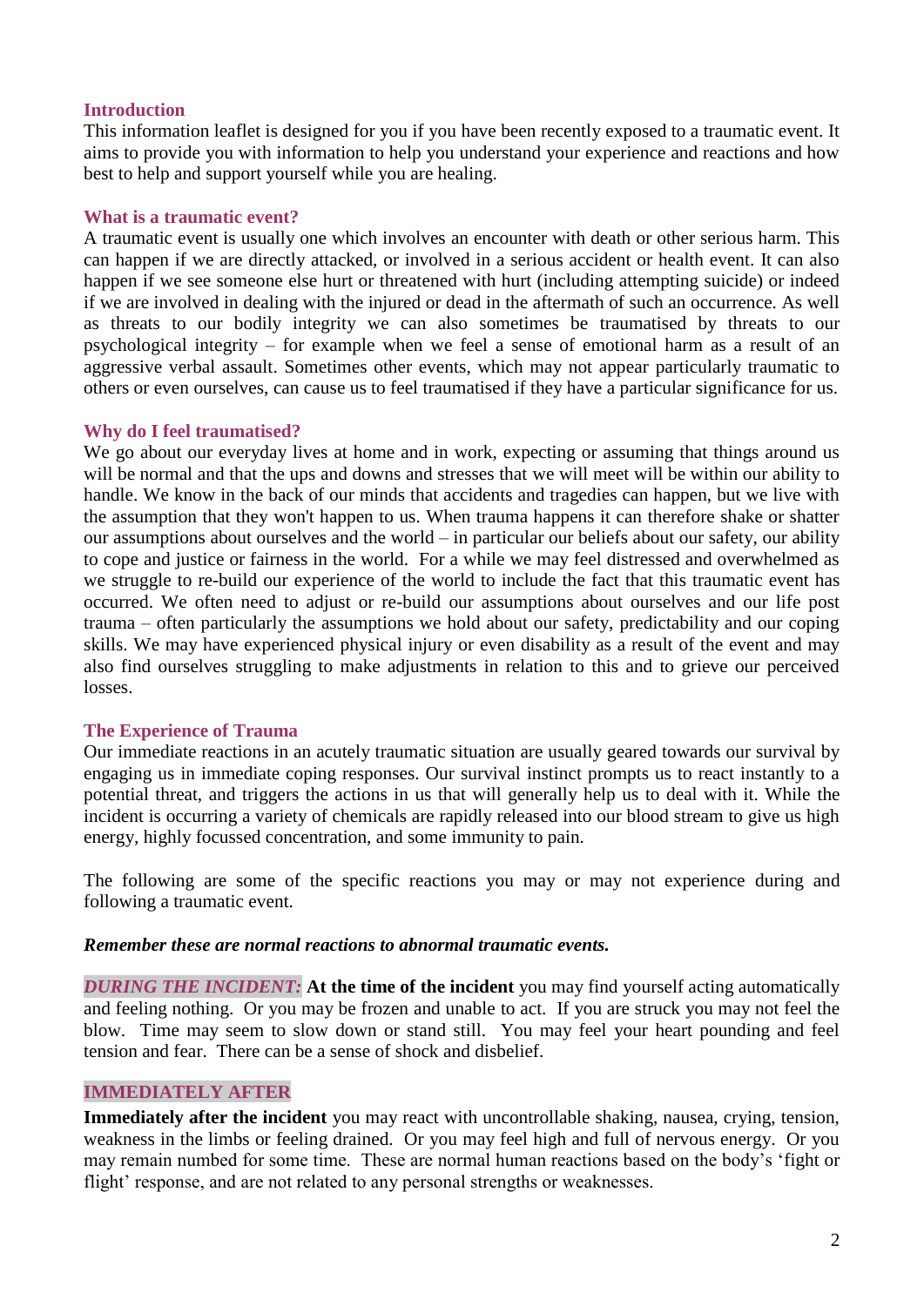## Introduction

This information leaflet is designed for you if you have been recently exposed to a traumatic event. It aims to provide you with information to help you understand your experience and reactions and how best to help and support yourself while you are healing.

## What is a traumatic event?

A traumatic event is usually one which involves an encounter with death or other serious harm. This can happen if we are directly attacked, or involved in a serious accident or health event. It can also happen if we see someone else hurt or threatened with hurt (including attempting suicide) or indeed if we are involved in dealing with the injured or dead in the aftermath of such an occurrence. As well as threats to our bodily integrity we can also sometimes be traumatised by threats to our psychological integrity – for example when we feel a sense of emotional harm as a result of an aggressive verbal assault. Sometimes other events, which may not appear particularly traumatic to others or even ourselves, can cause us to feel traumatised if they have a particular significance for us.

## Why do I feel traumatised?

We go about our everyday lives at home and in work, expecting or assuming that things around us will be normal and that the ups and downs and stresses that we will meet will be within our ability to handle. We know in the back of our minds that accidents and tragedies can happen, but we live with the assumption that they won't happen to us. When trauma happens it can therefore shake or shatter our assumptions about ourselves and the world – in particular our beliefs about our safety, our ability to cope and justice or fairness in the world. For a while we may feel distressed and overwhelmed as we struggle to re-build our experience of the world to include the fact that this traumatic event has occurred. We often need to adjust or re-build our assumptions about ourselves and our life post trauma – often particularly the assumptions we hold about our safety, predictability and our coping skills. We may have experienced physical injury or even disability as a result of the event and may also find ourselves struggling to make adjustments in relation to this and to grieve our perceived losses.

## The Experience of Trauma

Our immediate reactions in an acutely traumatic situation are usually geared towards our survival by engaging us in immediate coping responses. Our survival instinct prompts us to react instantly to a potential threat, and triggers the actions in us that will generally help us to deal with it. While the incident is occurring a variety of chemicals are rapidly released into our blood stream to give us high energy, highly focussed concentration, and some immunity to pain.

The following are some of the specific reactions you may or may not experience during and following a traumatic event.

***Remember these are normal reactions to abnormal traumatic events.***

***DURING THE INCIDENT:*** **At the time of the incident** you may find yourself acting automatically and feeling nothing. Or you may be frozen and unable to act. If you are struck you may not feel the blow. Time may seem to slow down or stand still. You may feel your heart pounding and feel tension and fear. There can be a sense of shock and disbelief.

### IMMEDIATELY AFTER

**Immediately after the incident** you may react with uncontrollable shaking, nausea, crying, tension, weakness in the limbs or feeling drained. Or you may feel high and full of nervous energy. Or you may remain numbed for some time. These are normal human reactions based on the body's 'fight or flight' response, and are not related to any personal strengths or weaknesses.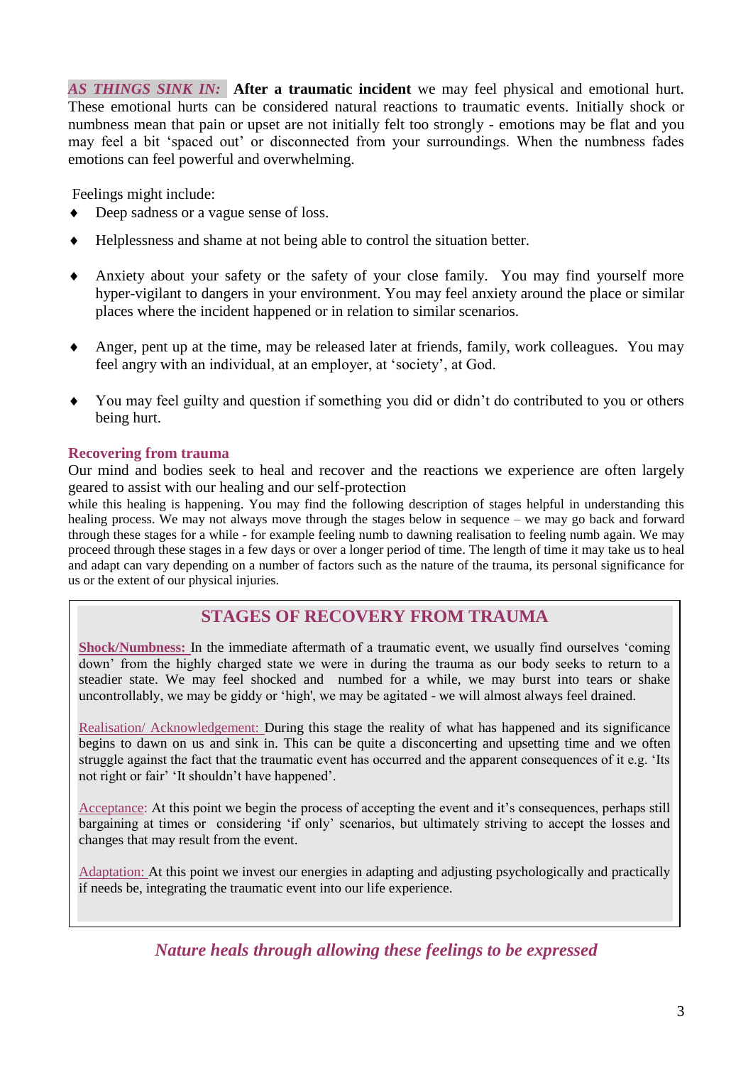***AS THINGS SINK IN:*** **After a traumatic incident** we may feel physical and emotional hurt. These emotional hurts can be considered natural reactions to traumatic events. Initially shock or numbness mean that pain or upset are not initially felt too strongly - emotions may be flat and you may feel a bit 'spaced out' or disconnected from your surroundings. When the numbness fades emotions can feel powerful and overwhelming.

Feelings might include:

- Deep sadness or a vague sense of loss.
- Helplessness and shame at not being able to control the situation better.
- Anxiety about your safety or the safety of your close family. You may find yourself more hyper-vigilant to dangers in your environment. You may feel anxiety around the place or similar places where the incident happened or in relation to similar scenarios.
- Anger, pent up at the time, may be released later at friends, family, work colleagues. You may feel angry with an individual, at an employer, at 'society', at God.
- You may feel guilty and question if something you did or didn't do contributed to you or others being hurt.

### Recovering from trauma

Our mind and bodies seek to heal and recover and the reactions we experience are often largely geared to assist with our healing and our self-protection while this healing is happening. You may find the following description of stages helpful in understanding this healing process. We may not always move through the stages below in sequence – we may go back and forward through these stages for a while - for example feeling numb to dawning realisation to feeling numb again. We may proceed through these stages in a few days or over a longer period of time. The length of time it may take us to heal and adapt can vary depending on a number of factors such as the nature of the trauma, its personal significance for us or the extent of our physical injuries.

## STAGES OF RECOVERY FROM TRAUMA

**Shock/Numbness:** In the immediate aftermath of a traumatic event, we usually find ourselves 'coming down' from the highly charged state we were in during the trauma as our body seeks to return to a steadier state. We may feel shocked and numbed for a while, we may burst into tears or shake uncontrollably, we may be giddy or 'high', we may be agitated - we will almost always feel drained.

Realisation/ Acknowledgement: During this stage the reality of what has happened and its significance begins to dawn on us and sink in. This can be quite a disconcerting and upsetting time and we often struggle against the fact that the traumatic event has occurred and the apparent consequences of it e.g. 'Its not right or fair' 'It shouldn't have happened'.

Acceptance: At this point we begin the process of accepting the event and it's consequences, perhaps still bargaining at times or considering 'if only' scenarios, but ultimately striving to accept the losses and changes that may result from the event.

Adaptation: At this point we invest our energies in adapting and adjusting psychologically and practically if needs be, integrating the traumatic event into our life experience.

***Nature heals through allowing these feelings to be expressed***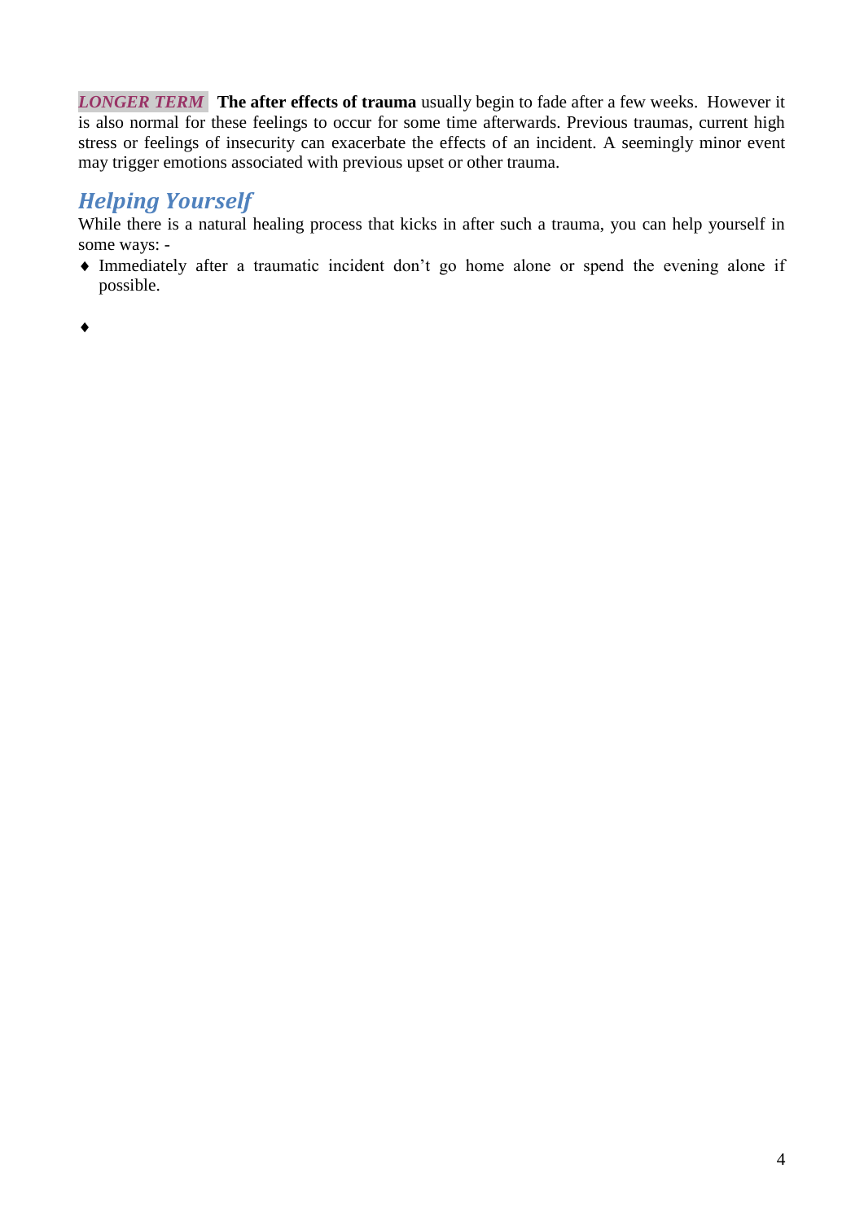***LONGER TERM*** **The after effects of trauma** usually begin to fade after a few weeks. However it is also normal for these feelings to occur for some time afterwards. Previous traumas, current high stress or feelings of insecurity can exacerbate the effects of an incident. A seemingly minor event may trigger emotions associated with previous upset or other trauma.

## *Helping Yourself*

While there is a natural healing process that kicks in after such a trauma, you can help yourself in some ways: -

- Immediately after a traumatic incident don't go home alone or spend the evening alone if possible.

-